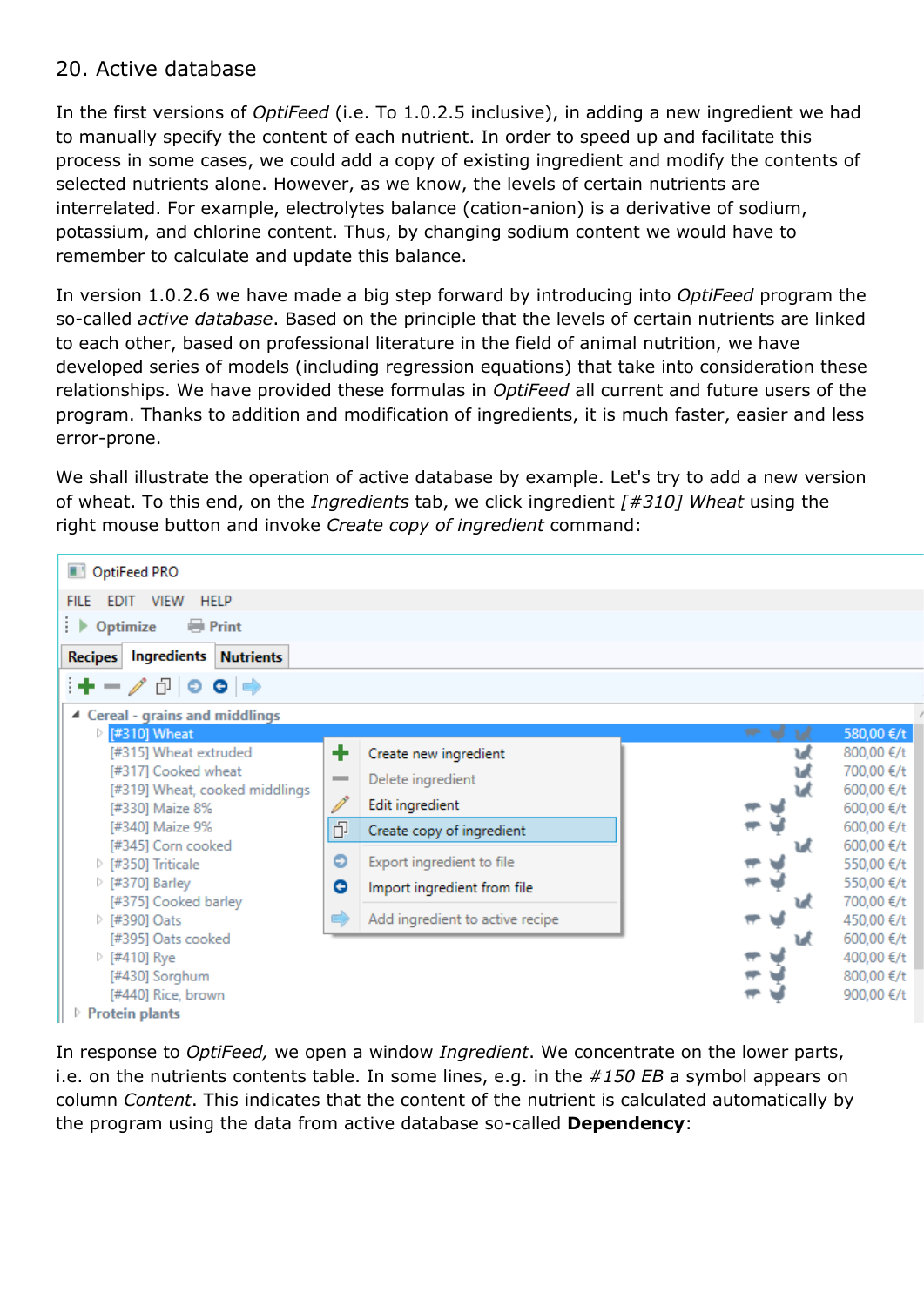## 20. Active database

In the first versions of *OptiFeed* (i.e. To 1.0.2.5 inclusive), in adding a new ingredient we had to manually specify the content of each nutrient. In order to speed up and facilitate this process in some cases, we could add a copy of existing ingredient and modify the contents of selected nutrients alone. However, as we know, the levels of certain nutrients are interrelated. For example, electrolytes balance (cation-anion) is a derivative of sodium, potassium, and chlorine content. Thus, by changing sodium content we would have to remember to calculate and update this balance.

In version 1.0.2.6 we have made a big step forward by introducing into *OptiFeed* program the so-called *active database*. Based on the principle that the levels of certain nutrients are linked to each other, based on professional literature in the field of animal nutrition, we have developed series of models (including regression equations) that take into consideration these relationships. We have provided these formulas in *OptiFeed* all current and future users of the program. Thanks to addition and modification of ingredients, it is much faster, easier and less error-prone.

We shall illustrate the operation of active database by example. Let's try to add a new version of wheat. To this end, on the *Ingredients* tab, we click ingredient *[#310] Wheat* using the right mouse button and invoke *Create copy of ingredient* command:

In response to *OptiFeed,* we open a window *Ingredient*. We concentrate on the lower parts, i.e. on the nutrients contents table. In some lines, e.g. in the *#150 EB* a symbol appears on column *Content*. This indicates that the content of the nutrient is calculated automatically by the program using the data from active database so-called **Dependency**: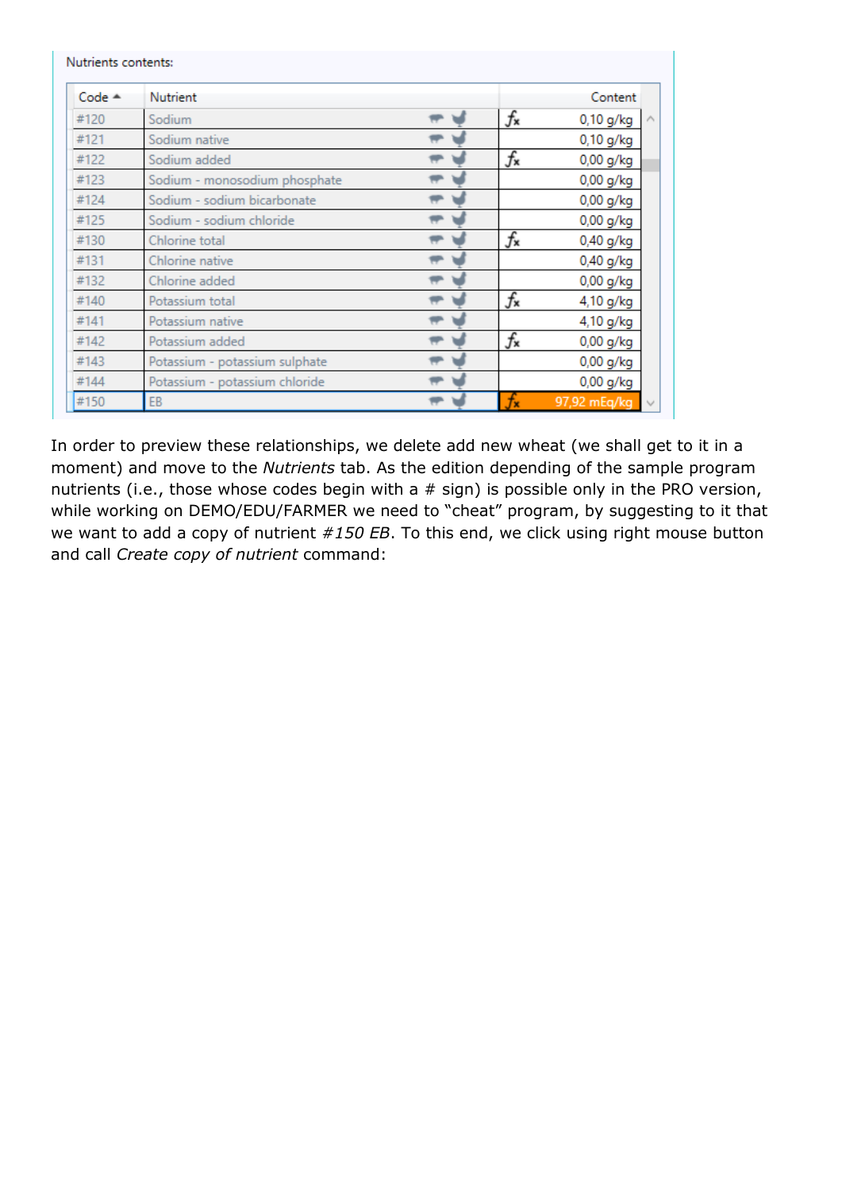Nutrients contents:

| Code | Nutrient | | | Content |
|---|---|---|---|---|
| #120 | Sodium | | fx | 0,10 g/kg |
| #121 | Sodium native | | | 0,10 g/kg |
| #122 | Sodium added | | fx | 0,00 g/kg |
| #123 | Sodium - monosodium phosphate | | | 0,00 g/kg |
| #124 | Sodium - sodium bicarbonate | | | 0,00 g/kg |
| #125 | Sodium - sodium chloride | | | 0,00 g/kg |
| #130 | Chlorine total | | fx | 0,40 g/kg |
| #131 | Chlorine native | | | 0,40 g/kg |
| #132 | Chlorine added | | | 0,00 g/kg |
| #140 | Potassium total | | fx | 4,10 g/kg |
| #141 | Potassium native | | | 4,10 g/kg |
| #142 | Potassium added | | fx | 0,00 g/kg |
| #143 | Potassium - potassium sulphate | | | 0,00 g/kg |
| #144 | Potassium - potassium chloride | | | 0,00 g/kg |
| #150 | EB | | fx | 97,92 mEq/kg |

In order to preview these relationships, we delete add new wheat (we shall get to it in a moment) and move to the *Nutrients* tab. As the edition depending of the sample program nutrients (i.e., those whose codes begin with a # sign) is possible only in the PRO version, while working on DEMO/EDU/FARMER we need to "cheat" program, by suggesting to it that we want to add a copy of nutrient *#150 EB*. To this end, we click using right mouse button and call *Create copy of nutrient* command: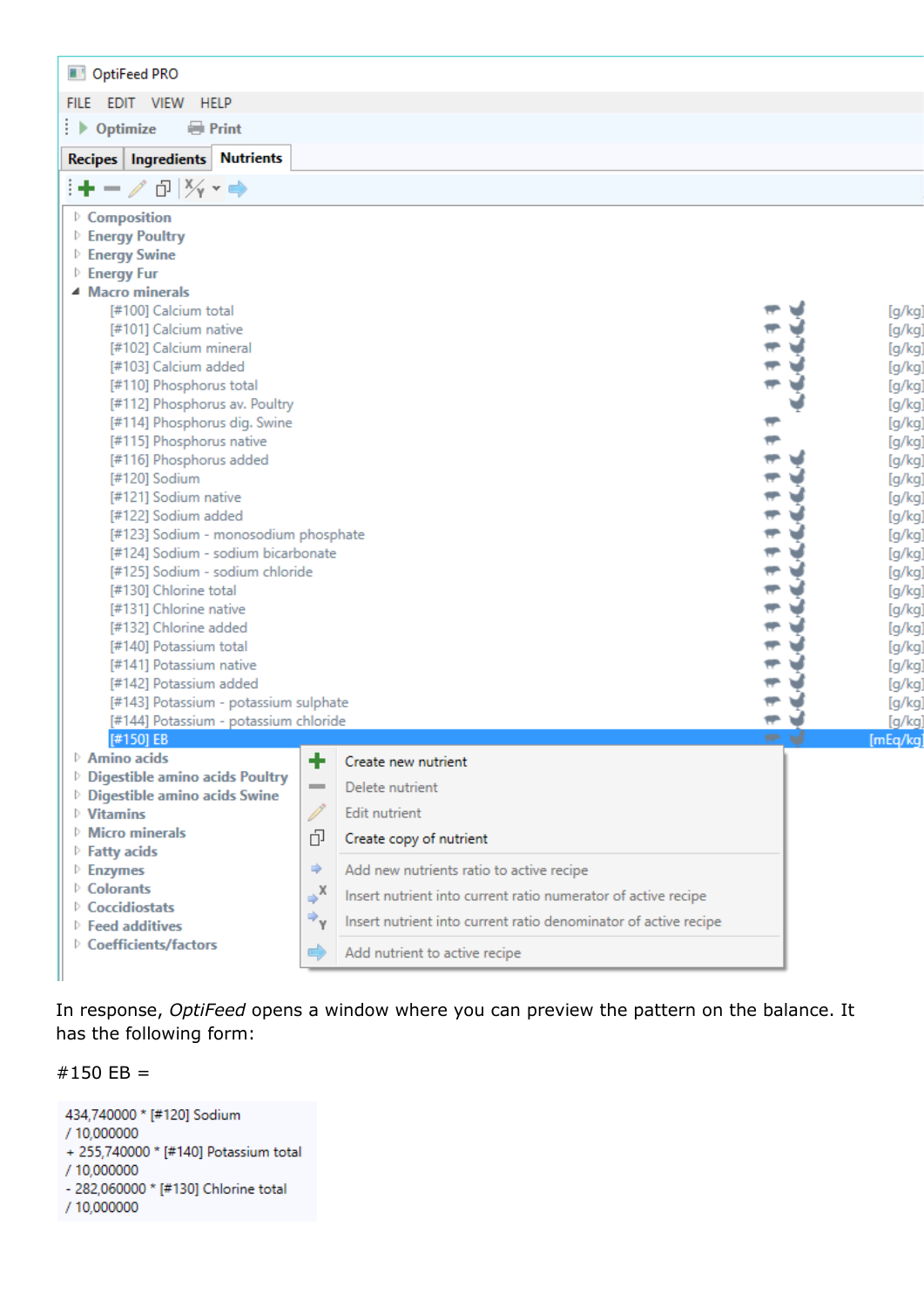OptiFeed PRO

FILE EDIT VIEW HELP

Optimize Print

Recipes | Ingredients | Nutrients

- Composition
- Energy Poultry
- Energy Swine
- Energy Fur
- Macro minerals
  - [#100] Calcium total [g/kg]
  - [#101] Calcium native [g/kg]
  - [#102] Calcium mineral [g/kg]
  - [#103] Calcium added [g/kg]
  - [#110] Phosphorus total [g/kg]
  - [#112] Phosphorus av. Poultry [g/kg]
  - [#114] Phosphorus dig. Swine [g/kg]
  - [#115] Phosphorus native [g/kg]
  - [#116] Phosphorus added [g/kg]
  - [#120] Sodium [g/kg]
  - [#121] Sodium native [g/kg]
  - [#122] Sodium added [g/kg]
  - [#123] Sodium - monosodium phosphate [g/kg]
  - [#124] Sodium - sodium bicarbonate [g/kg]
  - [#125] Sodium - sodium chloride [g/kg]
  - [#130] Chlorine total [g/kg]
  - [#131] Chlorine native [g/kg]
  - [#132] Chlorine added [g/kg]
  - [#140] Potassium total [g/kg]
  - [#141] Potassium native [g/kg]
  - [#142] Potassium added [g/kg]
  - [#143] Potassium - potassium sulphate [g/kg]
  - [#144] Potassium - potassium chloride [g/kg]
  - [#150] EB [mEq/kg]
- Amino acids
- Digestible amino acids Poultry
- Digestible amino acids Swine
- Vitamins
- Micro minerals
- Fatty acids
- Enzymes
- Colorants
- Coccidiostats
- Feed additives
- Coefficients/factors

Context menu:

- Create new nutrient
- Delete nutrient
- Edit nutrient
- Create copy of nutrient
- Add new nutrients ratio to active recipe
- Insert nutrient into current ratio numerator of active recipe
- Insert nutrient into current ratio denominator of active recipe
- Add nutrient to active recipe

In response, *OptiFeed* opens a window where you can preview the pattern on the balance. It has the following form:

#150 EB =

```
434,740000 * [#120] Sodium
/ 10,000000
+ 255,740000 * [#140] Potassium total
/ 10,000000
- 282,060000 * [#130] Chlorine total
/ 10,000000
```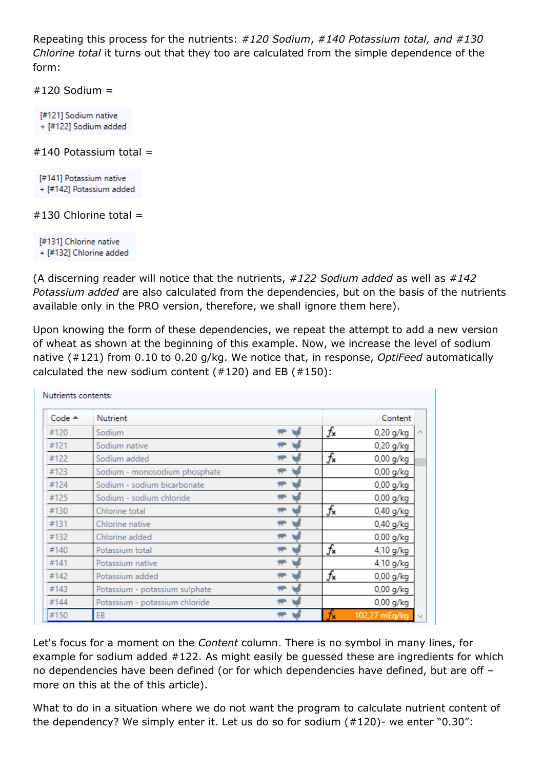Repeating this process for the nutrients: *#120 Sodium*, *#140 Potassium total, and #130 Chlorine total* it turns out that they too are calculated from the simple dependence of the form:

#120 Sodium =

[#121] Sodium native
+ [#122] Sodium added

#140 Potassium total =

[#141] Potassium native
+ [#142] Potassium added

#130 Chlorine total =

[#131] Chlorine native
+ [#132] Chlorine added

(A discerning reader will notice that the nutrients, *#122 Sodium added* as well as *#142 Potassium added* are also calculated from the dependencies, but on the basis of the nutrients available only in the PRO version, therefore, we shall ignore them here).

Upon knowing the form of these dependencies, we repeat the attempt to add a new version of wheat as shown at the beginning of this example. Now, we increase the level of sodium native (#121) from 0.10 to 0.20 g/kg. We notice that, in response, *OptiFeed* automatically calculated the new sodium content (#120) and EB (#150):

Nutrients contents:

| Code | Nutrient | | Content |
|---|---|---|---|
| #120 | Sodium | fx | 0,20 g/kg |
| #121 | Sodium native | | 0,20 g/kg |
| #122 | Sodium added | fx | 0,00 g/kg |
| #123 | Sodium - monosodium phosphate | | 0,00 g/kg |
| #124 | Sodium - sodium bicarbonate | | 0,00 g/kg |
| #125 | Sodium - sodium chloride | | 0,00 g/kg |
| #130 | Chlorine total | fx | 0,40 g/kg |
| #131 | Chlorine native | | 0,40 g/kg |
| #132 | Chlorine added | | 0,00 g/kg |
| #140 | Potassium total | fx | 4,10 g/kg |
| #141 | Potassium native | | 4,10 g/kg |
| #142 | Potassium added | fx | 0,00 g/kg |
| #143 | Potassium - potassium sulphate | | 0,00 g/kg |
| #144 | Potassium - potassium chloride | | 0,00 g/kg |
| #150 | EB | fx | 102,27 mEq/kg |

Let's focus for a moment on the *Content* column. There is no symbol in many lines, for example for sodium added #122. As might easily be guessed these are ingredients for which no dependencies have been defined (or for which dependencies have defined, but are off – more on this at the of this article).

What to do in a situation where we do not want the program to calculate nutrient content of the dependency? We simply enter it. Let us do so for sodium (#120)- we enter "0.30":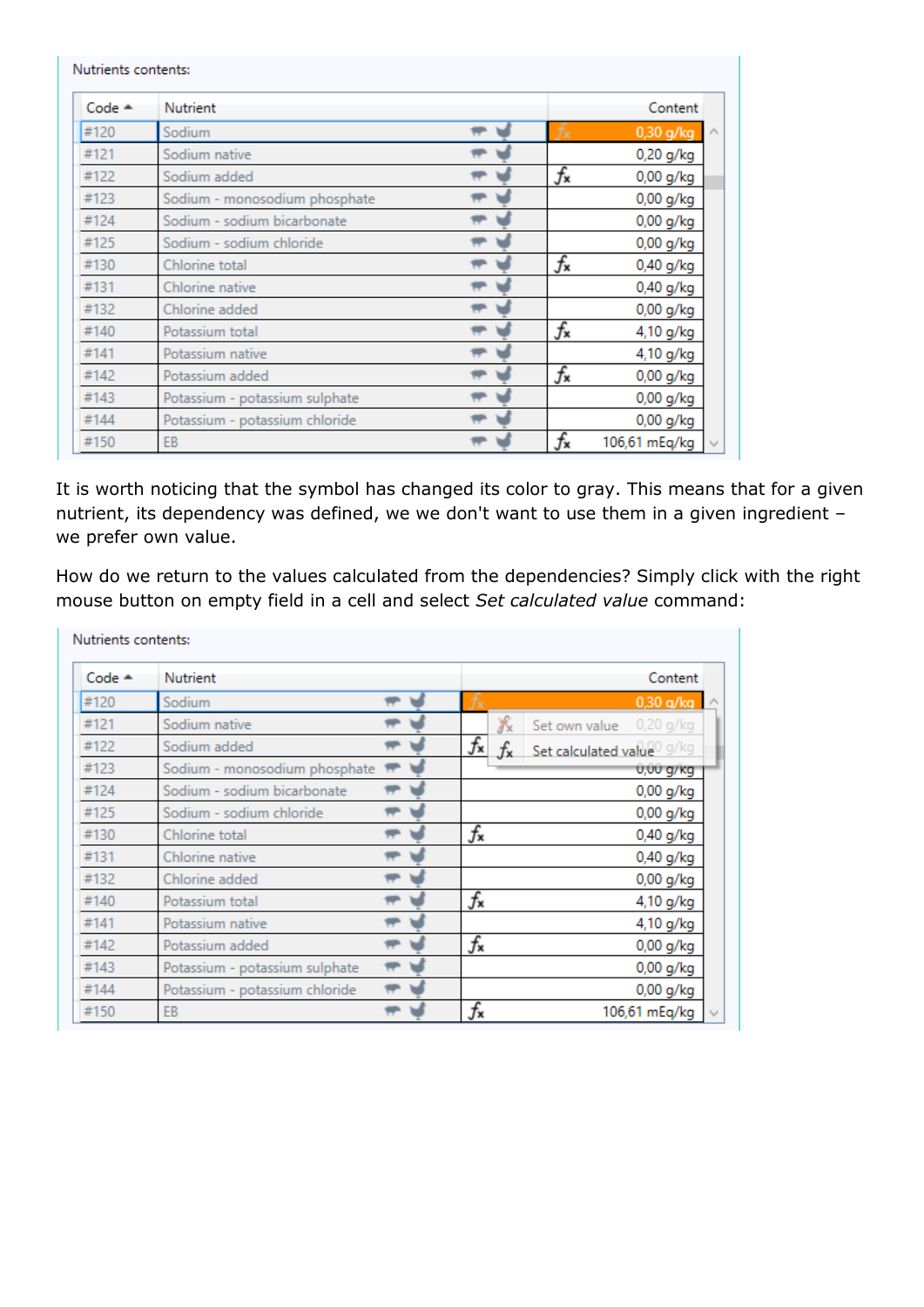Nutrients contents:

| Code | Nutrient | | Content |
|---|---|---|---|
| #120 | Sodium | | 0,30 g/kg |
| #121 | Sodium native | | 0,20 g/kg |
| #122 | Sodium added | $f_x$ | 0,00 g/kg |
| #123 | Sodium - monosodium phosphate | | 0,00 g/kg |
| #124 | Sodium - sodium bicarbonate | | 0,00 g/kg |
| #125 | Sodium - sodium chloride | | 0,00 g/kg |
| #130 | Chlorine total | $f_x$ | 0,40 g/kg |
| #131 | Chlorine native | | 0,40 g/kg |
| #132 | Chlorine added | | 0,00 g/kg |
| #140 | Potassium total | $f_x$ | 4,10 g/kg |
| #141 | Potassium native | | 4,10 g/kg |
| #142 | Potassium added | $f_x$ | 0,00 g/kg |
| #143 | Potassium - potassium sulphate | | 0,00 g/kg |
| #144 | Potassium - potassium chloride | | 0,00 g/kg |
| #150 | EB | $f_x$ | 106,61 mEq/kg |

It is worth noticing that the symbol has changed its color to gray. This means that for a given nutrient, its dependency was defined, we we don't want to use them in a given ingredient – we prefer own value.

How do we return to the values calculated from the dependencies? Simply click with the right mouse button on empty field in a cell and select *Set calculated value* command:

Nutrients contents:

| Code | Nutrient | | Content |
|---|---|---|---|
| #120 | Sodium | | 0,30 g/kg |
| #121 | Sodium native | | 0,20 g/kg |
| #122 | Sodium added | $f_x$ | 0,00 g/kg |
| #123 | Sodium - monosodium phosphate | | 0,00 g/kg |
| #124 | Sodium - sodium bicarbonate | | 0,00 g/kg |
| #125 | Sodium - sodium chloride | | 0,00 g/kg |
| #130 | Chlorine total | $f_x$ | 0,40 g/kg |
| #131 | Chlorine native | | 0,40 g/kg |
| #132 | Chlorine added | | 0,00 g/kg |
| #140 | Potassium total | $f_x$ | 4,10 g/kg |
| #141 | Potassium native | | 4,10 g/kg |
| #142 | Potassium added | $f_x$ | 0,00 g/kg |
| #143 | Potassium - potassium sulphate | | 0,00 g/kg |
| #144 | Potassium - potassium chloride | | 0,00 g/kg |
| #150 | EB | $f_x$ | 106,61 mEq/kg |

Context menu: Set own value / Set calculated value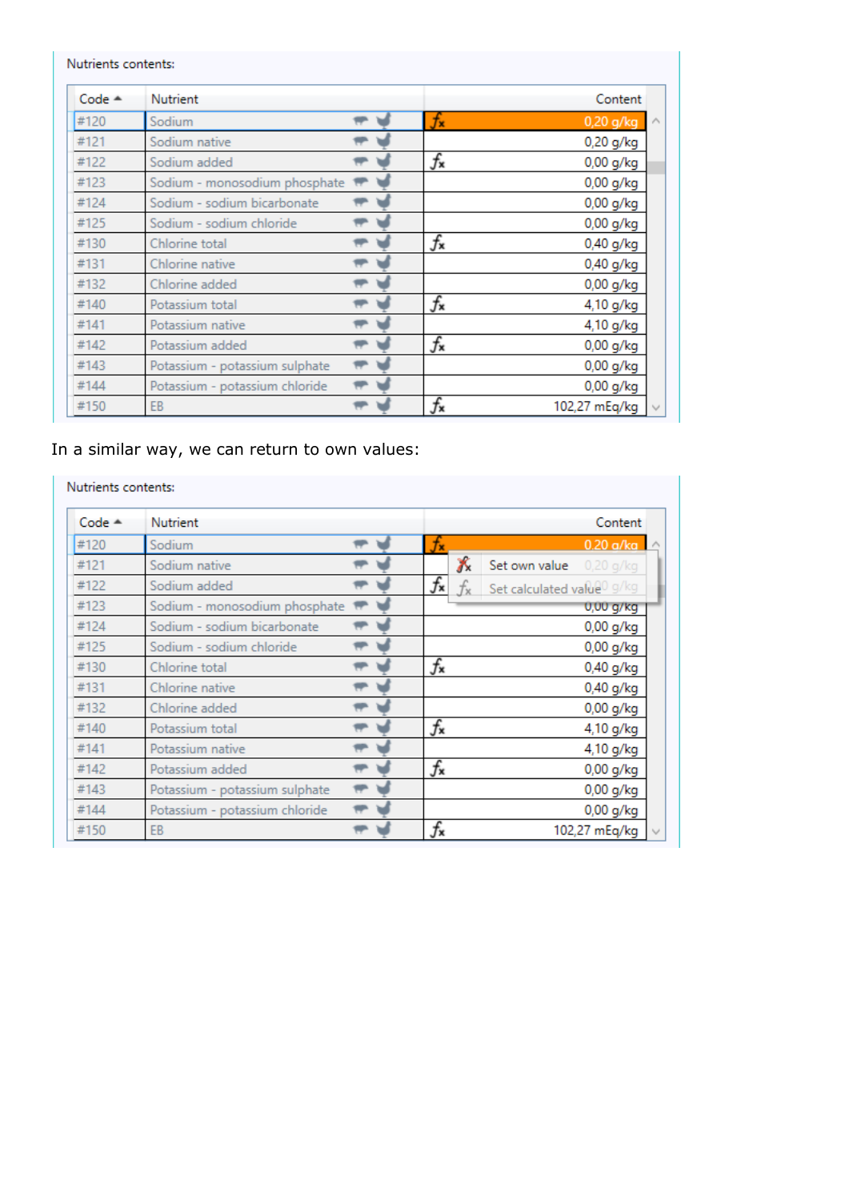Nutrients contents:

| Code | Nutrient | Content |
|---|---|---|
| #120 | Sodium | fx 0,20 g/kg |
| #121 | Sodium native | 0,20 g/kg |
| #122 | Sodium added | fx 0,00 g/kg |
| #123 | Sodium - monosodium phosphate | 0,00 g/kg |
| #124 | Sodium - sodium bicarbonate | 0,00 g/kg |
| #125 | Sodium - sodium chloride | 0,00 g/kg |
| #130 | Chlorine total | fx 0,40 g/kg |
| #131 | Chlorine native | 0,40 g/kg |
| #132 | Chlorine added | 0,00 g/kg |
| #140 | Potassium total | fx 4,10 g/kg |
| #141 | Potassium native | 4,10 g/kg |
| #142 | Potassium added | fx 0,00 g/kg |
| #143 | Potassium - potassium sulphate | 0,00 g/kg |
| #144 | Potassium - potassium chloride | 0,00 g/kg |
| #150 | EB | fx 102,27 mEq/kg |

In a similar way, we can return to own values:

Nutrients contents:

| Code | Nutrient | Content |
|---|---|---|
| #120 | Sodium | fx 0,20 g/kg |
| #121 | Sodium native | 0,20 g/kg |
| #122 | Sodium added | fx 0,00 g/kg |
| #123 | Sodium - monosodium phosphate | 0,00 g/kg |
| #124 | Sodium - sodium bicarbonate | 0,00 g/kg |
| #125 | Sodium - sodium chloride | 0,00 g/kg |
| #130 | Chlorine total | fx 0,40 g/kg |
| #131 | Chlorine native | 0,40 g/kg |
| #132 | Chlorine added | 0,00 g/kg |
| #140 | Potassium total | fx 4,10 g/kg |
| #141 | Potassium native | 4,10 g/kg |
| #142 | Potassium added | fx 0,00 g/kg |
| #143 | Potassium - potassium sulphate | 0,00 g/kg |
| #144 | Potassium - potassium chloride | 0,00 g/kg |
| #150 | EB | fx 102,27 mEq/kg |

Set own value

Set calculated value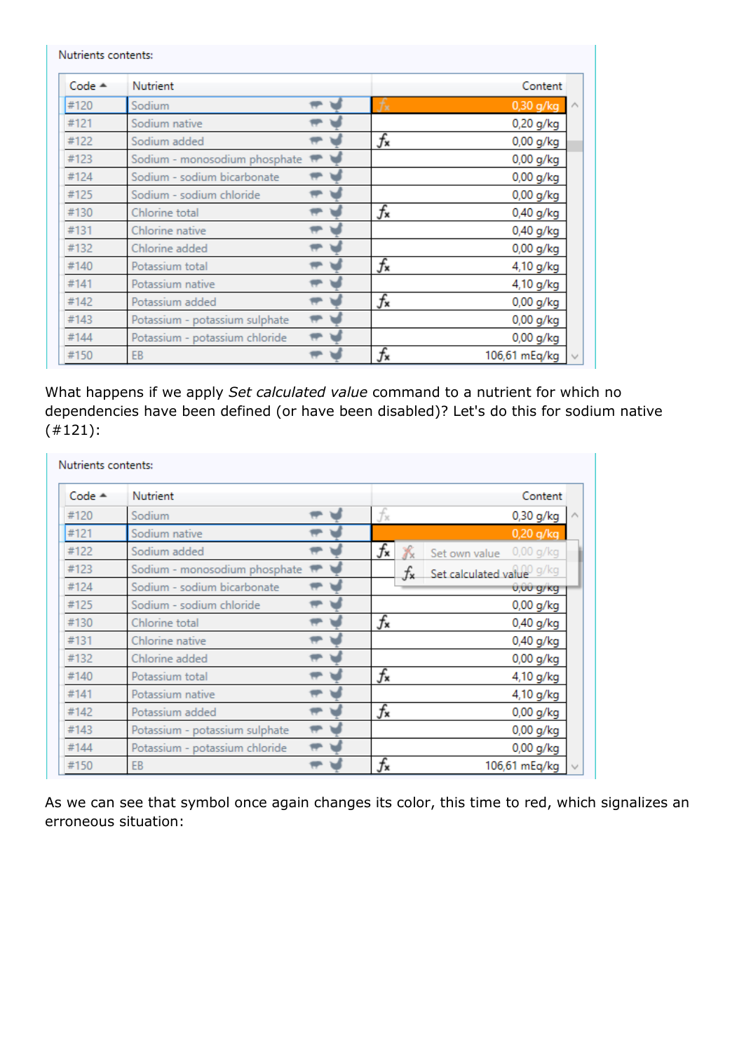Nutrients contents:

| Code ▲ | Nutrient | | Content |
|---|---|---|---|
| #120 | Sodium | fx | 0,30 g/kg |
| #121 | Sodium native | | 0,20 g/kg |
| #122 | Sodium added | fx | 0,00 g/kg |
| #123 | Sodium - monosodium phosphate | | 0,00 g/kg |
| #124 | Sodium - sodium bicarbonate | | 0,00 g/kg |
| #125 | Sodium - sodium chloride | | 0,00 g/kg |
| #130 | Chlorine total | fx | 0,40 g/kg |
| #131 | Chlorine native | | 0,40 g/kg |
| #132 | Chlorine added | | 0,00 g/kg |
| #140 | Potassium total | fx | 4,10 g/kg |
| #141 | Potassium native | | 4,10 g/kg |
| #142 | Potassium added | fx | 0,00 g/kg |
| #143 | Potassium - potassium sulphate | | 0,00 g/kg |
| #144 | Potassium - potassium chloride | | 0,00 g/kg |
| #150 | EB | fx | 106,61 mEq/kg |

What happens if we apply *Set calculated value* command to a nutrient for which no dependencies have been defined (or have been disabled)? Let's do this for sodium native (#121):

Nutrients contents:

| Code ▲ | Nutrient | | Content |
|---|---|---|---|
| #120 | Sodium | fx | 0,30 g/kg |
| #121 | Sodium native | | 0,20 g/kg |
| #122 | Sodium added | fx | 0,00 g/kg |
| #123 | Sodium - monosodium phosphate | | 0,00 g/kg |
| #124 | Sodium - sodium bicarbonate | | 0,00 g/kg |
| #125 | Sodium - sodium chloride | | 0,00 g/kg |
| #130 | Chlorine total | fx | 0,40 g/kg |
| #131 | Chlorine native | | 0,40 g/kg |
| #132 | Chlorine added | | 0,00 g/kg |
| #140 | Potassium total | fx | 4,10 g/kg |
| #141 | Potassium native | | 4,10 g/kg |
| #142 | Potassium added | fx | 0,00 g/kg |
| #143 | Potassium - potassium sulphate | | 0,00 g/kg |
| #144 | Potassium - potassium chloride | | 0,00 g/kg |
| #150 | EB | fx | 106,61 mEq/kg |

Context menu: Set own value / Set calculated value

As we can see that symbol once again changes its color, this time to red, which signalizes an erroneous situation: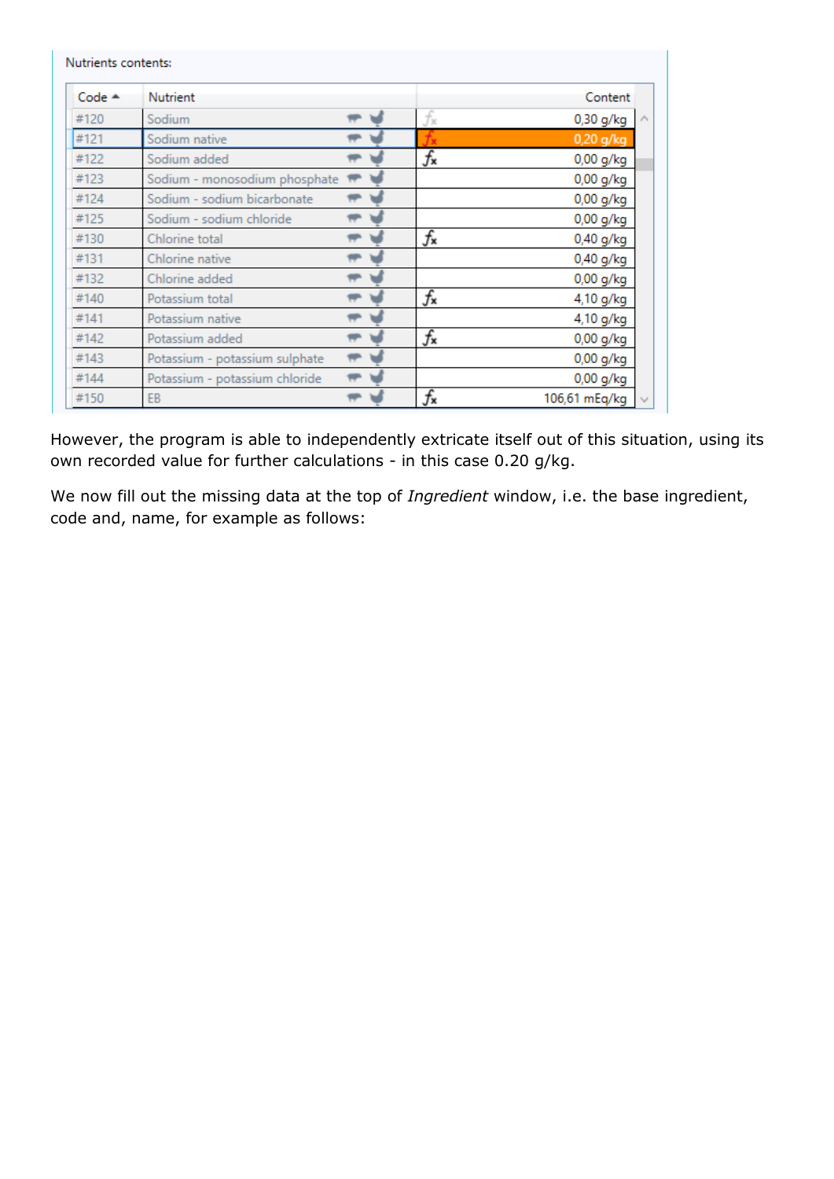Nutrients contents:

| Code ▲ | Nutrient | | Content |
| --- | --- | --- | --- |
| #120 | Sodium | fx | 0,30 g/kg |
| #121 | Sodium native | fx | 0,20 g/kg |
| #122 | Sodium added | fx | 0,00 g/kg |
| #123 | Sodium - monosodium phosphate | | 0,00 g/kg |
| #124 | Sodium - sodium bicarbonate | | 0,00 g/kg |
| #125 | Sodium - sodium chloride | | 0,00 g/kg |
| #130 | Chlorine total | fx | 0,40 g/kg |
| #131 | Chlorine native | | 0,40 g/kg |
| #132 | Chlorine added | | 0,00 g/kg |
| #140 | Potassium total | fx | 4,10 g/kg |
| #141 | Potassium native | | 4,10 g/kg |
| #142 | Potassium added | fx | 0,00 g/kg |
| #143 | Potassium - potassium sulphate | | 0,00 g/kg |
| #144 | Potassium - potassium chloride | | 0,00 g/kg |
| #150 | EB | fx | 106,61 mEq/kg |

However, the program is able to independently extricate itself out of this situation, using its own recorded value for further calculations - in this case 0.20 g/kg.

We now fill out the missing data at the top of *Ingredient* window, i.e. the base ingredient, code and, name, for example as follows: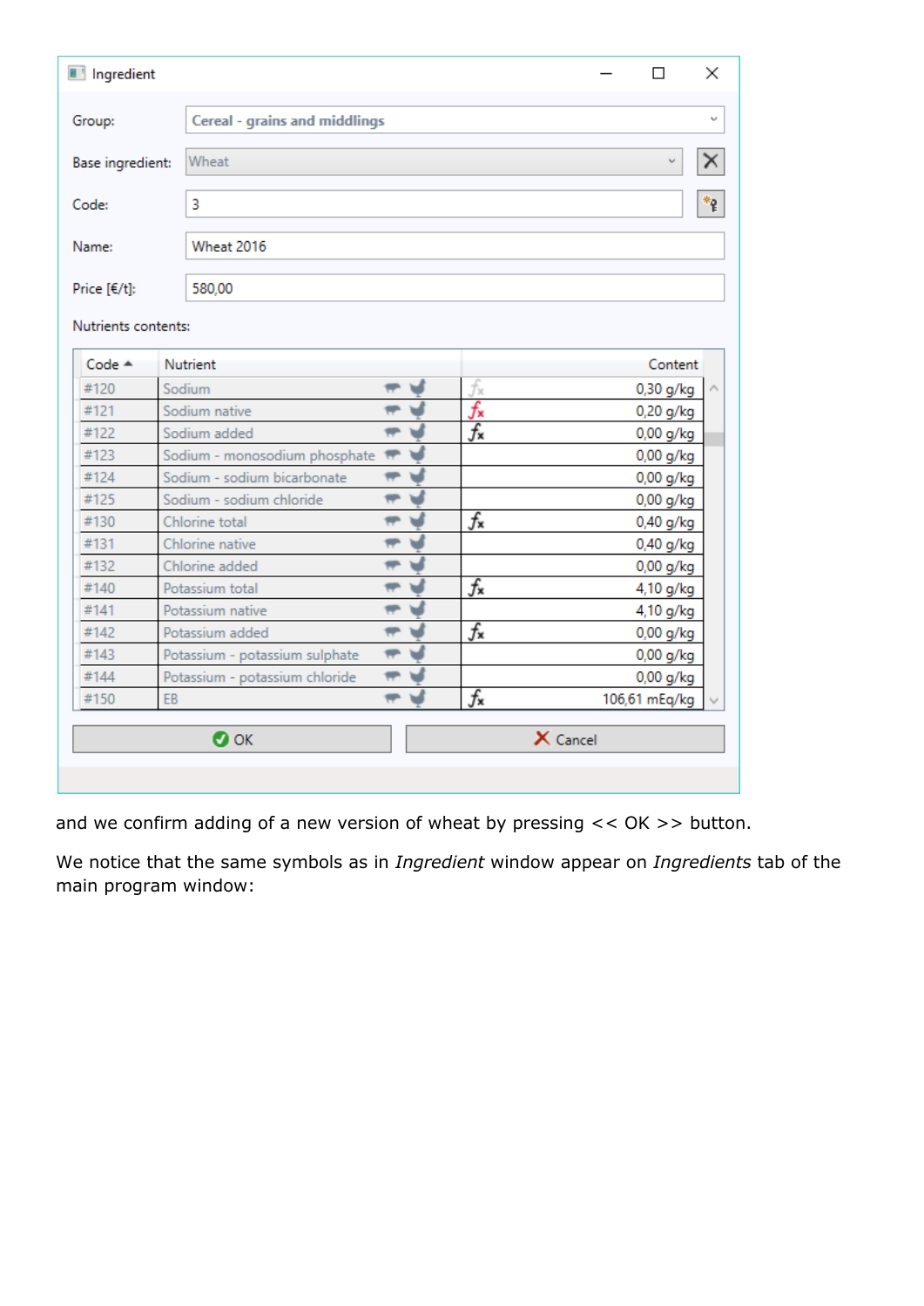Ingredient

Group: Cereal - grains and middlings

Base ingredient: Wheat

Code: 3

Name: Wheat 2016

Price [€/t]: 580,00

Nutrients contents:

| Code | Nutrient | | Content |
|---|---|---|---|
| #120 | Sodium | fx | 0,30 g/kg |
| #121 | Sodium native | fx | 0,20 g/kg |
| #122 | Sodium added | fx | 0,00 g/kg |
| #123 | Sodium - monosodium phosphate | | 0,00 g/kg |
| #124 | Sodium - sodium bicarbonate | | 0,00 g/kg |
| #125 | Sodium - sodium chloride | | 0,00 g/kg |
| #130 | Chlorine total | fx | 0,40 g/kg |
| #131 | Chlorine native | | 0,40 g/kg |
| #132 | Chlorine added | | 0,00 g/kg |
| #140 | Potassium total | fx | 4,10 g/kg |
| #141 | Potassium native | | 4,10 g/kg |
| #142 | Potassium added | fx | 0,00 g/kg |
| #143 | Potassium - potassium sulphate | | 0,00 g/kg |
| #144 | Potassium - potassium chloride | | 0,00 g/kg |
| #150 | EB | fx | 106,61 mEq/kg |

OK | Cancel

and we confirm adding of a new version of wheat by pressing << OK >> button.

We notice that the same symbols as in *Ingredient* window appear on *Ingredients* tab of the main program window: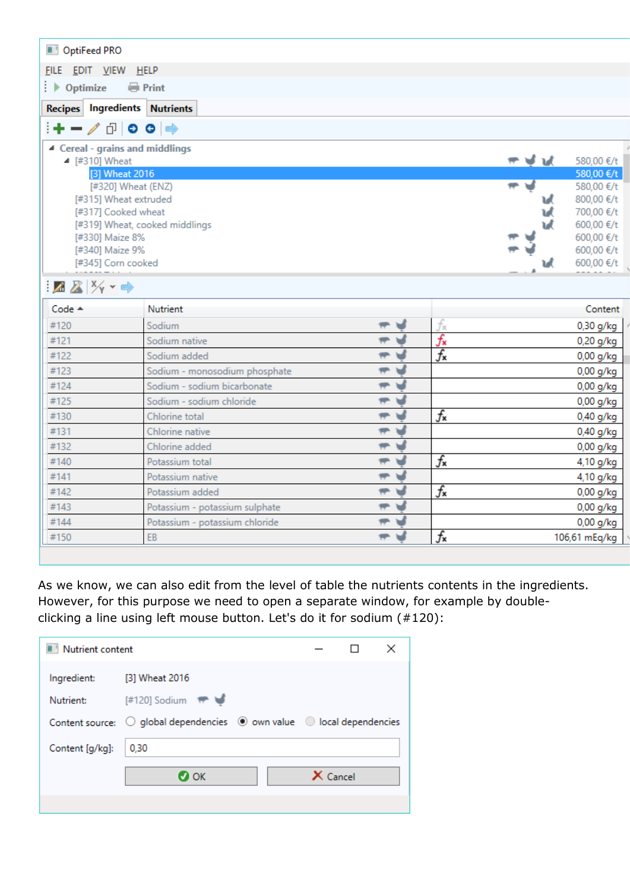OptiFeed PRO

FILE EDIT VIEW HELP

Optimize Print

Recipes | Ingredients | Nutrients

Cereal - grains and middlings

- [#310] Wheat — 580,00 €/t
  - [3] Wheat 2016 — 580,00 €/t
  - [#320] Wheat (ENZ) — 580,00 €/t
- [#315] Wheat extruded — 800,00 €/t
- [#317] Cooked wheat — 700,00 €/t
- [#319] Wheat, cooked middlings — 600,00 €/t
- [#330] Maize 8% — 600,00 €/t
- [#340] Maize 9% — 600,00 €/t
- [#345] Corn cooked — 600,00 €/t

| Code | Nutrient | | Content |
|---|---|---|---|
| #120 | Sodium | fx | 0,30 g/kg |
| #121 | Sodium native | fx | 0,20 g/kg |
| #122 | Sodium added | fx | 0,00 g/kg |
| #123 | Sodium - monosodium phosphate | | 0,00 g/kg |
| #124 | Sodium - sodium bicarbonate | | 0,00 g/kg |
| #125 | Sodium - sodium chloride | | 0,00 g/kg |
| #130 | Chlorine total | fx | 0,40 g/kg |
| #131 | Chlorine native | | 0,40 g/kg |
| #132 | Chlorine added | | 0,00 g/kg |
| #140 | Potassium total | fx | 4,10 g/kg |
| #141 | Potassium native | | 4,10 g/kg |
| #142 | Potassium added | fx | 0,00 g/kg |
| #143 | Potassium - potassium sulphate | | 0,00 g/kg |
| #144 | Potassium - potassium chloride | | 0,00 g/kg |
| #150 | EB | fx | 106,61 mEq/kg |

As we know, we can also edit from the level of table the nutrients contents in the ingredients. However, for this purpose we need to open a separate window, for example by double-clicking a line using left mouse button. Let's do it for sodium (#120):

Nutrient content

Ingredient: [3] Wheat 2016

Nutrient: [#120] Sodium

Content source: ○ global dependencies ● own value ○ local dependencies

Content [g/kg]: 0,30

OK | Cancel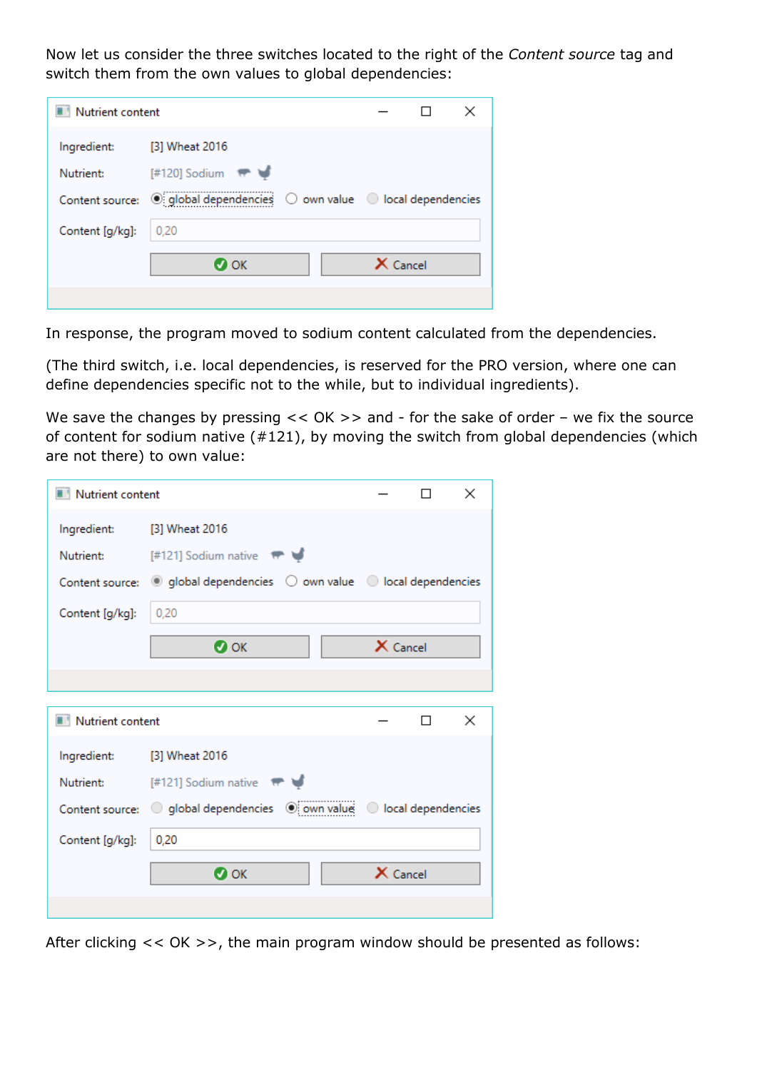Now let us consider the three switches located to the right of the *Content source* tag and switch them from the own values to global dependencies:

Nutrient content

Ingredient: [3] Wheat 2016

Nutrient: [#120] Sodium

Content source: (•) global dependencies ( ) own value ( ) local dependencies

Content [g/kg]: 0,20

OK | Cancel

In response, the program moved to sodium content calculated from the dependencies.

(The third switch, i.e. local dependencies, is reserved for the PRO version, where one can define dependencies specific not to the while, but to individual ingredients).

We save the changes by pressing << OK >> and - for the sake of order – we fix the source of content for sodium native (#121), by moving the switch from global dependencies (which are not there) to own value:

Nutrient content

Ingredient: [3] Wheat 2016

Nutrient: [#121] Sodium native

Content source: (•) global dependencies ( ) own value ( ) local dependencies

Content [g/kg]: 0,20

OK | Cancel

Nutrient content

Ingredient: [3] Wheat 2016

Nutrient: [#121] Sodium native

Content source: ( ) global dependencies (•) own value ( ) local dependencies

Content [g/kg]: 0,20

OK | Cancel

After clicking << OK >>, the main program window should be presented as follows: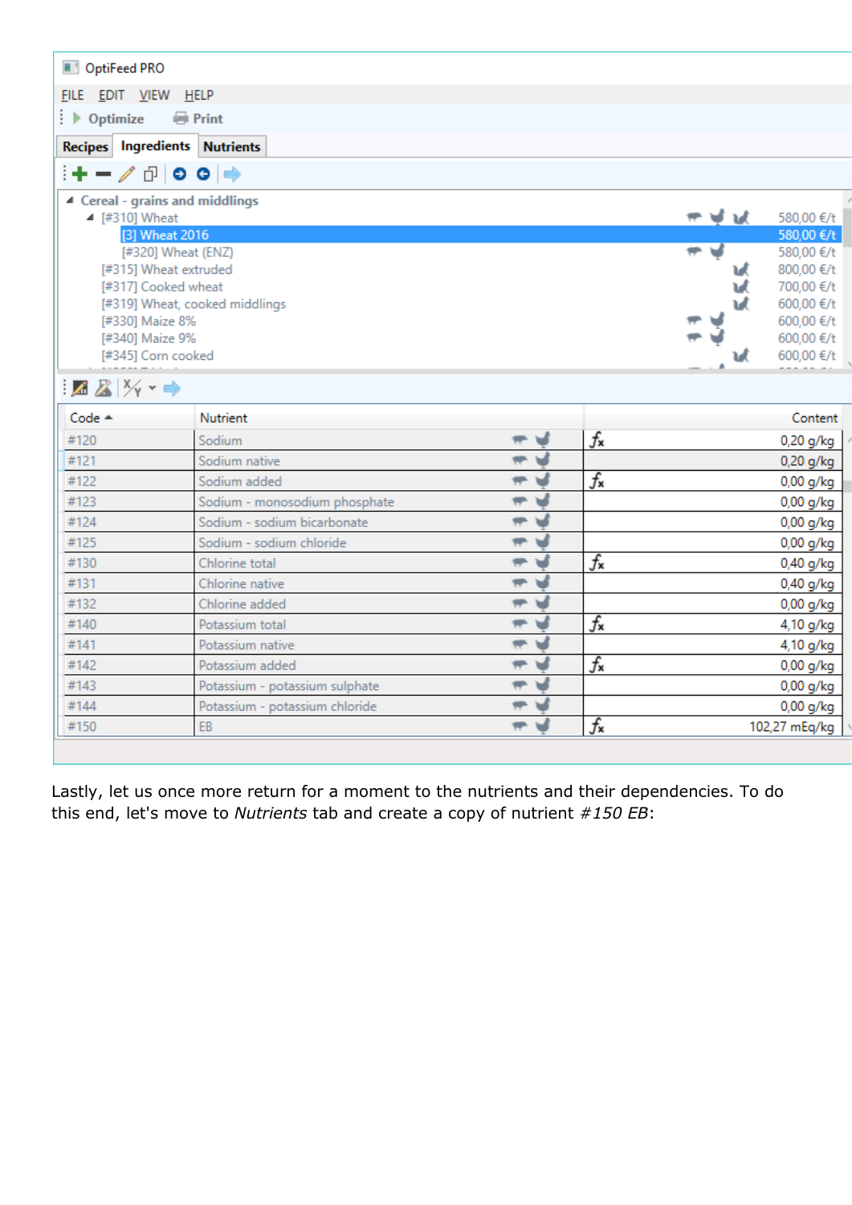OptiFeed PRO

FILE EDIT VIEW HELP

Optimize Print

Recipes | Ingredients | Nutrients

- Cereal - grains and middlings
  - [#310] Wheat — 580,00 €/t
    - [3] Wheat 2016 — 580,00 €/t
    - [#320] Wheat (ENZ) — 580,00 €/t
  - [#315] Wheat extruded — 800,00 €/t
  - [#317] Cooked wheat — 700,00 €/t
  - [#319] Wheat, cooked middlings — 600,00 €/t
  - [#330] Maize 8% — 600,00 €/t
  - [#340] Maize 9% — 600,00 €/t
  - [#345] Corn cooked — 600,00 €/t

| Code | Nutrient | | Content |
|---|---|---|---|
| #120 | Sodium | fx | 0,20 g/kg |
| #121 | Sodium native | | 0,20 g/kg |
| #122 | Sodium added | fx | 0,00 g/kg |
| #123 | Sodium - monosodium phosphate | | 0,00 g/kg |
| #124 | Sodium - sodium bicarbonate | | 0,00 g/kg |
| #125 | Sodium - sodium chloride | | 0,00 g/kg |
| #130 | Chlorine total | fx | 0,40 g/kg |
| #131 | Chlorine native | | 0,40 g/kg |
| #132 | Chlorine added | | 0,00 g/kg |
| #140 | Potassium total | fx | 4,10 g/kg |
| #141 | Potassium native | | 4,10 g/kg |
| #142 | Potassium added | fx | 0,00 g/kg |
| #143 | Potassium - potassium sulphate | | 0,00 g/kg |
| #144 | Potassium - potassium chloride | | 0,00 g/kg |
| #150 | EB | fx | 102,27 mEq/kg |

Lastly, let us once more return for a moment to the nutrients and their dependencies. To do this end, let's move to *Nutrients* tab and create a copy of nutrient *#150 EB*: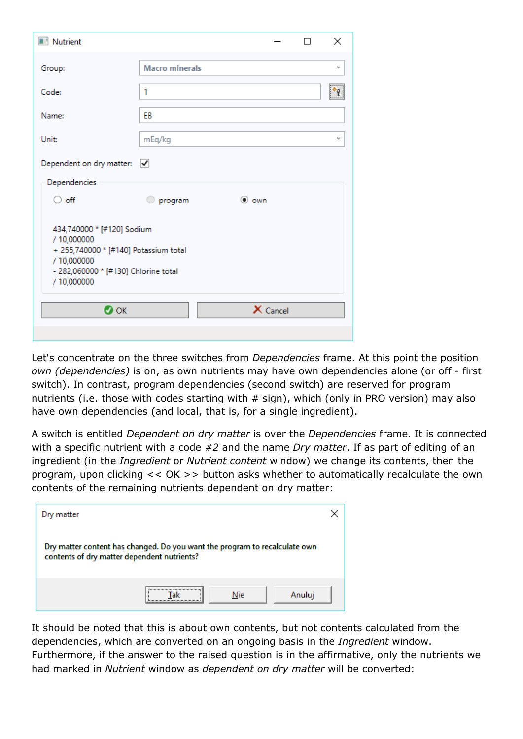Let's concentrate on the three switches from *Dependencies* frame. At this point the position *own (dependencies)* is on, as own nutrients may have own dependencies alone (or off - first switch). In contrast, program dependencies (second switch) are reserved for program nutrients (i.e. those with codes starting with # sign), which (only in PRO version) may also have own dependencies (and local, that is, for a single ingredient).

A switch is entitled *Dependent on dry matter* is over the *Dependencies* frame. It is connected with a specific nutrient with a code *#2* and the name *Dry matter*. If as part of editing of an ingredient (in the *Ingredient* or *Nutrient content* window) we change its contents, then the program, upon clicking << OK >> button asks whether to automatically recalculate the own contents of the remaining nutrients dependent on dry matter:

It should be noted that this is about own contents, but not contents calculated from the dependencies, which are converted on an ongoing basis in the *Ingredient* window. Furthermore, if the answer to the raised question is in the affirmative, only the nutrients we had marked in *Nutrient* window as *dependent on dry matter* will be converted: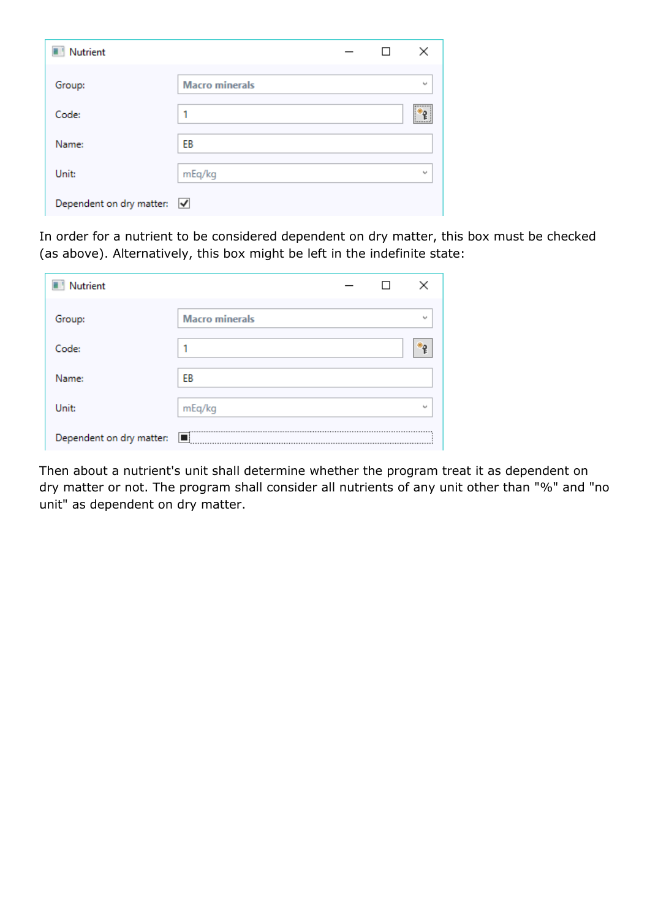Nutrient

Group: Macro minerals

Code: 1

Name: EB

Unit: mEq/kg

Dependent on dry matter: ☑

In order for a nutrient to be considered dependent on dry matter, this box must be checked (as above). Alternatively, this box might be left in the indefinite state:

Nutrient

Group: Macro minerals

Code: 1

Name: EB

Unit: mEq/kg

Dependent on dry matter: ■

Then about a nutrient's unit shall determine whether the program treat it as dependent on dry matter or not. The program shall consider all nutrients of any unit other than "%" and "no unit" as dependent on dry matter.